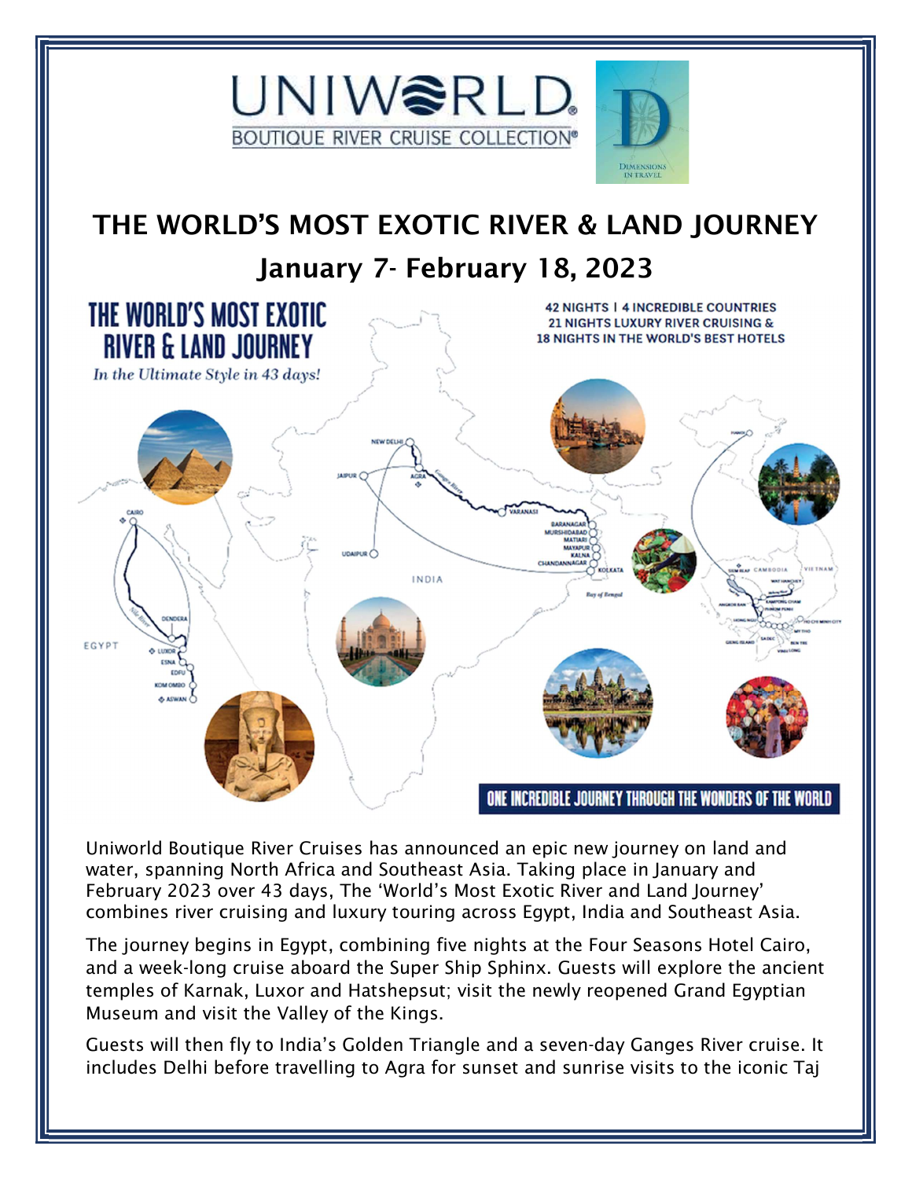UNIWORLD
BOUTIQUE RIVER CRUISE COLLECTION®

DIMENSIONS IN TRAVEL

# THE WORLD'S MOST EXOTIC RIVER & LAND JOURNEY

## January 7- February 18, 2023

THE WORLD'S MOST EXOTIC RIVER & LAND JOURNEY

*In the Ultimate Style in 43 days!*

42 NIGHTS | 4 INCREDIBLE COUNTRIES
21 NIGHTS LUXURY RIVER CRUISING &
18 NIGHTS IN THE WORLD'S BEST HOTELS

ONE INCREDIBLE JOURNEY THROUGH THE WONDERS OF THE WORLD

Uniworld Boutique River Cruises has announced an epic new journey on land and water, spanning North Africa and Southeast Asia. Taking place in January and February 2023 over 43 days, The 'World's Most Exotic River and Land Journey' combines river cruising and luxury touring across Egypt, India and Southeast Asia.

The journey begins in Egypt, combining five nights at the Four Seasons Hotel Cairo, and a week-long cruise aboard the Super Ship Sphinx. Guests will explore the ancient temples of Karnak, Luxor and Hatshepsut; visit the newly reopened Grand Egyptian Museum and visit the Valley of the Kings.

Guests will then fly to India's Golden Triangle and a seven-day Ganges River cruise. It includes Delhi before travelling to Agra for sunset and sunrise visits to the iconic Taj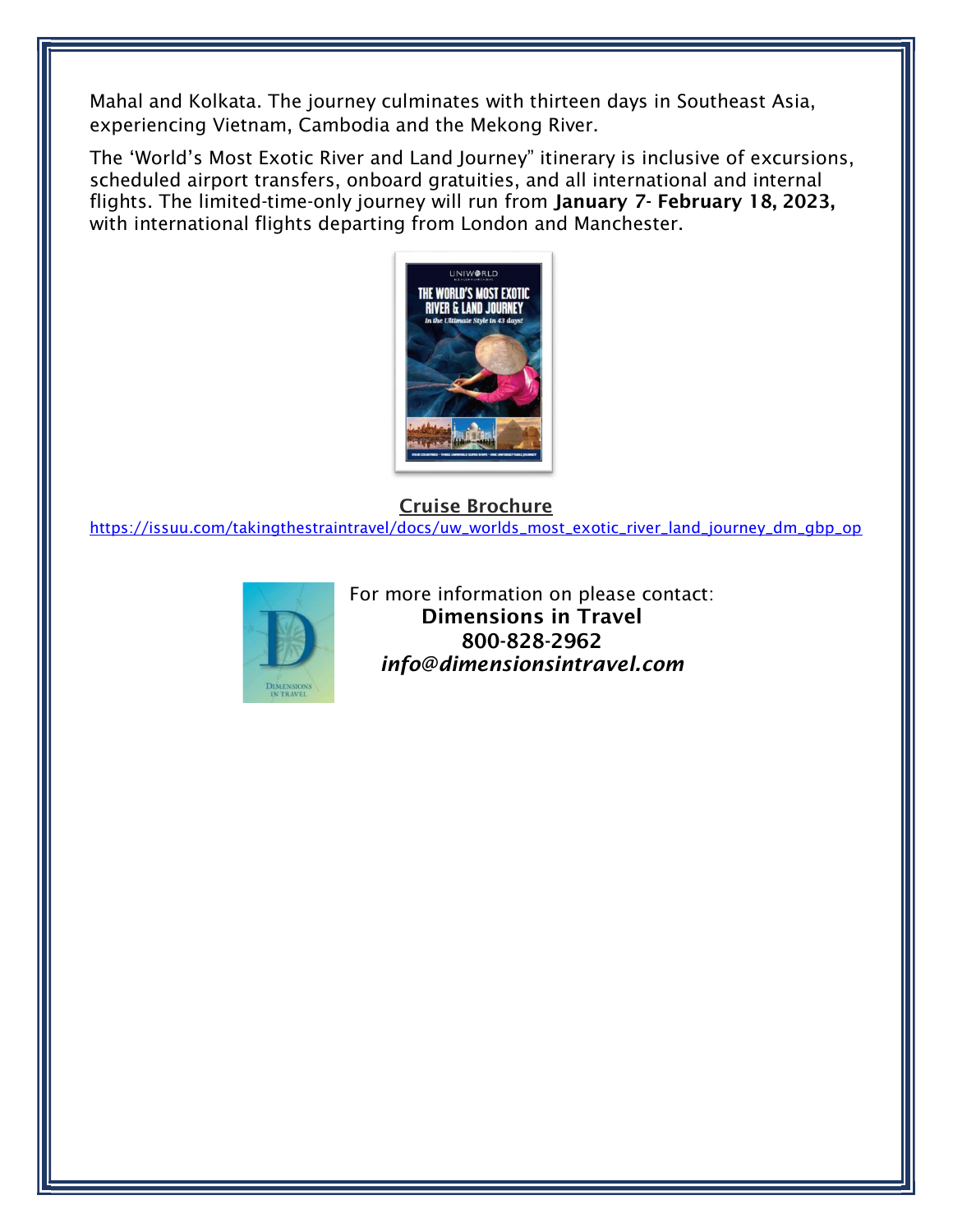Mahal and Kolkata. The journey culminates with thirteen days in Southeast Asia, experiencing Vietnam, Cambodia and the Mekong River.

The 'World's Most Exotic River and Land Journey" itinerary is inclusive of excursions, scheduled airport transfers, onboard gratuities, and all international and internal flights. The limited-time-only journey will run from **January 7- February 18, 2023,** with international flights departing from London and Manchester.

**Cruise Brochure**

https://issuu.com/takingthestraintravel/docs/uw_worlds_most_exotic_river_land_journey_dm_gbp_op

For more information on please contact:

**Dimensions in Travel**

**800-828-2962**

***info@dimensionsintravel.com***